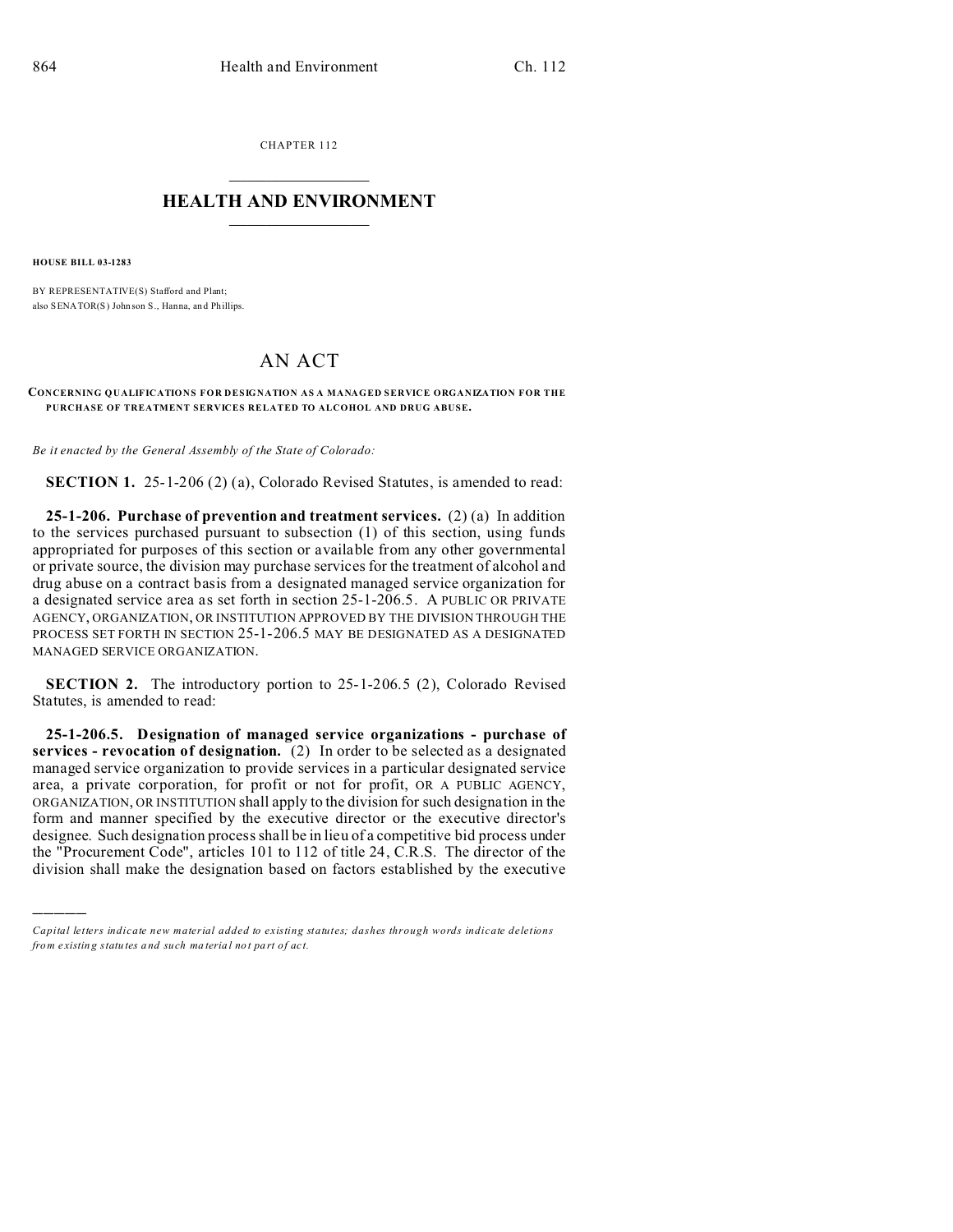CHAPTER 112

# HEALTH AND ENVIRONMENT

**HOUSE BILL 03-1283**

BY REPRESENTATIVE(S) Stafford and Plant;
also SENATOR(S) Johnson S., Hanna, and Phillips.

# AN ACT

**CONCERNING QUALIFICATIONS FOR DESIGNATION AS A MANAGED SERVICE ORGANIZATION FOR THE PURCHASE OF TREATMENT SERVICES RELATED TO ALCOHOL AND DRUG ABUSE.**

*Be it enacted by the General Assembly of the State of Colorado:*

**SECTION 1.** 25-1-206 (2) (a), Colorado Revised Statutes, is amended to read:

**25-1-206. Purchase of prevention and treatment services.** (2) (a) In addition to the services purchased pursuant to subsection (1) of this section, using funds appropriated for purposes of this section or available from any other governmental or private source, the division may purchase services for the treatment of alcohol and drug abuse on a contract basis from a designated managed service organization for a designated service area as set forth in section 25-1-206.5. A PUBLIC OR PRIVATE AGENCY, ORGANIZATION, OR INSTITUTION APPROVED BY THE DIVISION THROUGH THE PROCESS SET FORTH IN SECTION 25-1-206.5 MAY BE DESIGNATED AS A DESIGNATED MANAGED SERVICE ORGANIZATION.

**SECTION 2.** The introductory portion to 25-1-206.5 (2), Colorado Revised Statutes, is amended to read:

**25-1-206.5. Designation of managed service organizations - purchase of services - revocation of designation.** (2) In order to be selected as a designated managed service organization to provide services in a particular designated service area, a private corporation, for profit or not for profit, OR A PUBLIC AGENCY, ORGANIZATION, OR INSTITUTION shall apply to the division for such designation in the form and manner specified by the executive director or the executive director's designee. Such designation process shall be in lieu of a competitive bid process under the "Procurement Code", articles 101 to 112 of title 24, C.R.S. The director of the division shall make the designation based on factors established by the executive

---

*Capital letters indicate new material added to existing statutes; dashes through words indicate deletions from existing statutes and such material not part of act.*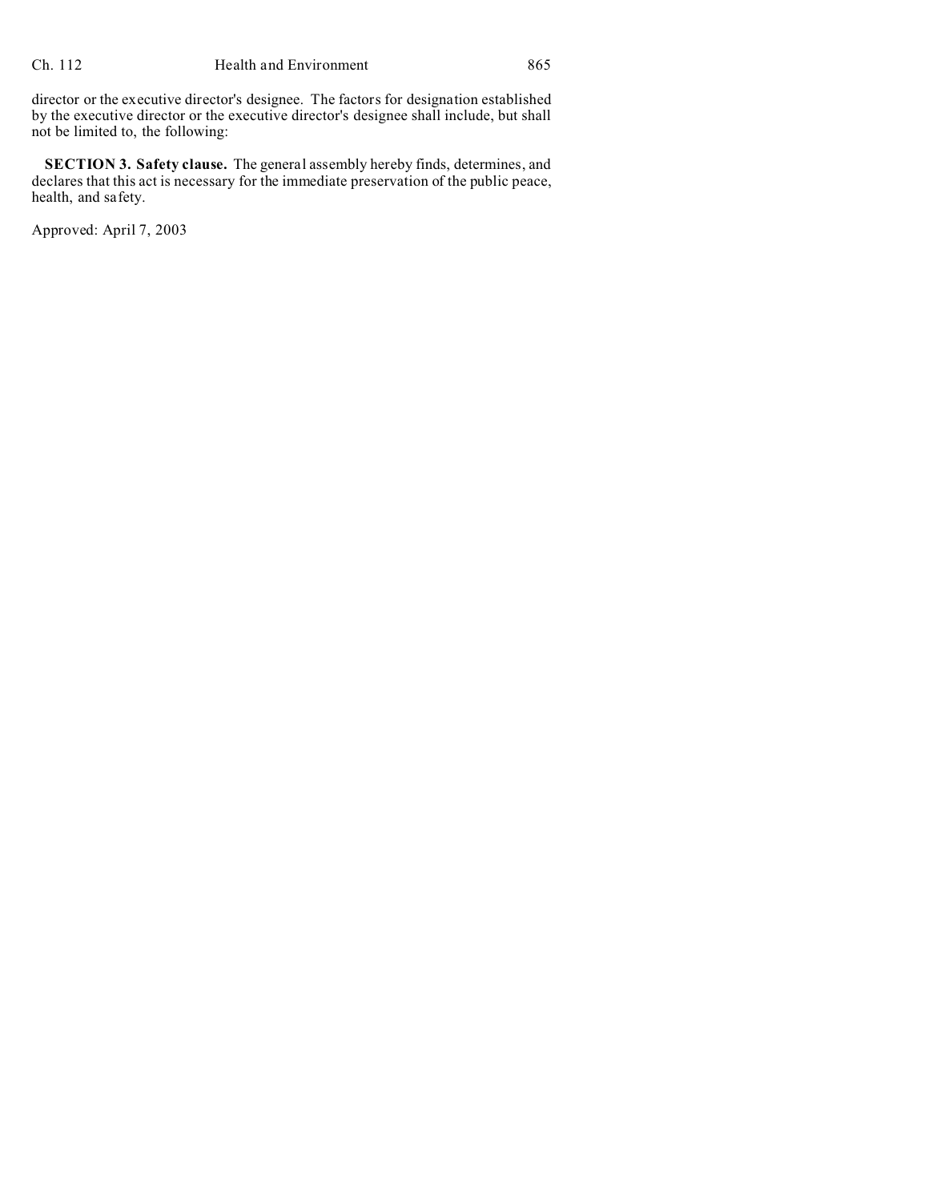director or the executive director's designee. The factors for designation established by the executive director or the executive director's designee shall include, but shall not be limited to, the following:

**SECTION 3. Safety clause.** The general assembly hereby finds, determines, and declares that this act is necessary for the immediate preservation of the public peace, health, and safety.

Approved: April 7, 2003